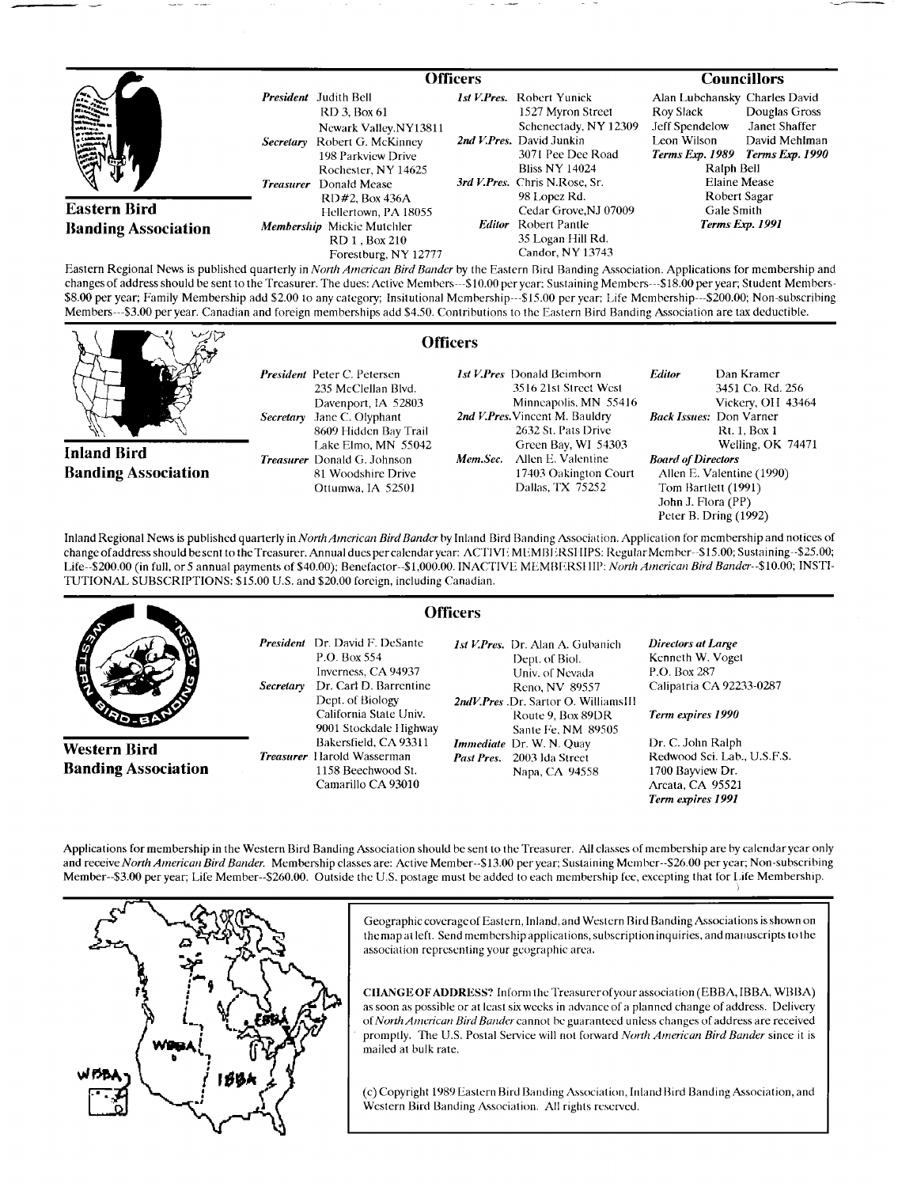## Eastern Bird Banding Association

### Officers

*President* Judith Bell
RD 3, Box 61
Newark Valley,NY13811

*Secretary* Robert G. McKinney
198 Parkview Drive
Rochester, NY 14625

*Treasurer* Donald Mease
RD#2, Box 436A
Hellertown, PA 18055

*Membership* Mickie Mutchler
RD 1 , Box 210
Forestburg, NY 12777

*1st V.Pres.* Robert Yunick
1527 Myron Street
Schenectady, NY 12309

*2nd V.Pres.* David Junkin
3071 Pee Dee Road
Bliss NY 14024

*3rd V.Pres.* Chris N.Rose, Sr.
98 Lopez Rd.
Cedar Grove,NJ 07009

*Editor* Robert Pantle
35 Logan Hill Rd.
Candor, NY 13743

### Councillors

Alan Lubchansky, Roy Slack, Jeff Spendelow, Leon Wilson — *Terms Exp. 1989*

Charles David, Douglas Gross, Janet Shaffer, David Mehlman — *Terms Exp. 1990*

Ralph Bell, Elaine Mease, Robert Sagar, Gale Smith — *Terms Exp. 1991*

Eastern Regional News is published quarterly in *North American Bird Bander* by the Eastern Bird Banding Association. Applications for membership and changes of address should be sent to the Treasurer. The dues: Active Members---$10.00 per year; Sustaining Members---$18.00 per year; Student Members-$8.00 per year; Family Membership add $2.00 to any category; Insitutional Membership---$15.00 per year; Life Membership---$200.00; Non-subscribing Members---$3.00 per year. Canadian and foreign memberships add $4.50. Contributions to the Eastern Bird Banding Association are tax deductible.

## Inland Bird Banding Association

### Officers

*President* Peter C. Petersen
235 McClellan Blvd.
Davenport, IA 52803

*Secretary* Jane C. Olyphant
8609 Hidden Bay Trail
Lake Elmo, MN 55042

*Treasurer* Donald G. Johnson
81 Woodshire Drive
Ottumwa, IA 52501

*1st V.Pres* Donald Beimborn
3516 21st Street West
Minneapolis, MN 55416

*2nd V.Pres.* Vincent M. Bauldry
2632 St. Pats Drive
Green Bay, WI 54303

*Mem.Sec.* Allen E. Valentine
17403 Oakington Court
Dallas, TX 75252

*Editor* Dan Kramer
3451 Co. Rd. 256
Vickery, OH 43464

*Back Issues:* Don Varner
Rt. 1, Box 1
Welling, OK 74471

*Board of Directors*
Allen E. Valentine (1990)
Tom Bartlett (1991)
John J. Flora (PP)
Peter B. Dring (1992)

Inland Regional News is published quarterly in *North American Bird Bander* by Inland Bird Banding Association. Application for membership and notices of change of address should be sent to the Treasurer. Annual dues per calendar year: ACTIVE MEMBERSHIPS: Regular Member--$15.00; Sustaining--$25.00; Life--$200.00 (in full, or 5 annual payments of $40.00); Benefactor--$1,000.00. INACTIVE MEMBERSHIP: *North American Bird Bander*--$10.00; INSTITUTIONAL SUBSCRIPTIONS: $15.00 U.S. and $20.00 foreign, including Canadian.

## Western Bird Banding Association

### Officers

*President* Dr. David F. DeSante
P.O. Box 554
Inverness, CA 94937

*Secretary* Dr. Carl D. Barrentine
Dept. of Biology
California State Univ.
9001 Stockdale Highway
Bakersfield, CA 93311

*Treasurer* Harold Wasserman
1158 Beechwood St.
Camarillo CA 93010

*1st V.Pres.* Dr. Alan A. Gubanich
Dept. of Biol.
Univ. of Nevada
Reno, NV 89557

*2ndV.Pres* .Dr. Sartor O. WilliamsIII
Route 9, Box 89DR
Sante Fe, NM 89505

*Immediate Past Pres.* Dr. W. N. Quay
2003 Ida Street
Napa, CA 94558

*Directors at Large*
Kenneth W. Voget
P.O. Box 287
Calipatria CA 92233-0287
*Term expires 1990*

Dr. C. John Ralph
Redwood Sci. Lab., U.S.F.S.
1700 Bayview Dr.
Arcata, CA 95521
*Term expires 1991*

Applications for membership in the Western Bird Banding Association should be sent to the Treasurer. All classes of membership are by calendar year only and receive *North American Bird Bander.* Membership classes are: Active Member--$13.00 per year; Sustaining Member--$26.00 per year; Non-subscribing Member--$3.00 per year; Life Member--$260.00. Outside the U.S. postage must be added to each membership fee, excepting that for Life Membership.

Geographic coverage of Eastern, Inland, and Western Bird Banding Associations is shown on the map at left. Send membership applications, subscription inquiries, and manuscripts to the association representing your geographic area.

**CHANGE OF ADDRESS?** Inform the Treasurer of your association (EBBA, IBBA, WBBA) as soon as possible or at least six weeks in advance of a planned change of address. Delivery of *North American Bird Bander* cannot be guaranteed unless changes of address are received promptly. The U.S. Postal Service will not forward *North American Bird Bander* since it is mailed at bulk rate.

(c) Copyright 1989 Eastern Bird Banding Association, Inland Bird Banding Association, and Western Bird Banding Association. All rights reserved.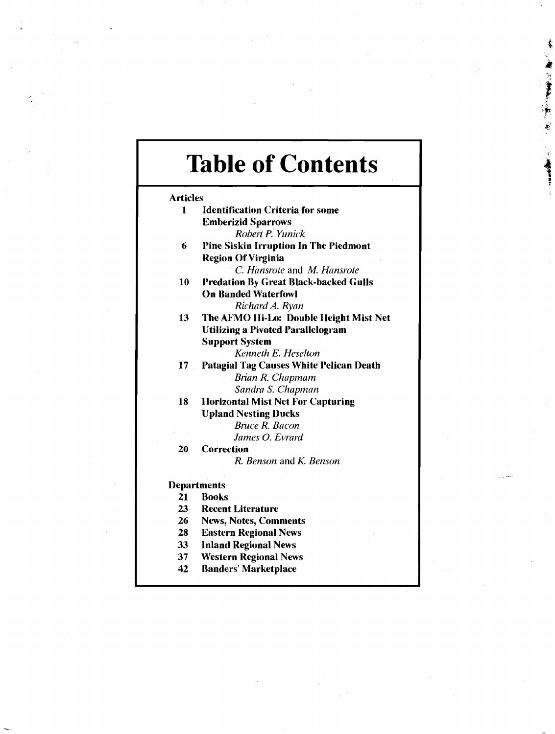# Table of Contents

**Articles**

1 **Identification Criteria for some Emberizid Sparrows**
*Robert P. Yunick*

6 **Pine Siskin Irruption In The Piedmont Region Of Virginia**
*C. Hansrote* and *M. Hansrote*

10 **Predation By Great Black-backed Gulls On Banded Waterfowl**
*Richard A. Ryan*

13 **The AFMO Hi-Lo: Double Height Mist Net Utilizing a Pivoted Parallelogram Support System**
*Kenneth E. Heselton*

17 **Patagial Tag Causes White Pelican Death**
*Brian R. Chapmam*
*Sandra S. Chapman*

18 **Horizontal Mist Net For Capturing Upland Nesting Ducks**
*Bruce R. Bacon*
*James O. Evrard*

20 **Correction**
*R. Benson* and *K. Benson*

**Departments**

21 **Books**
23 **Recent Literature**
26 **News, Notes, Comments**
28 **Eastern Regional News**
33 **Inland Regional News**
37 **Western Regional News**
42 **Banders' Marketplace**